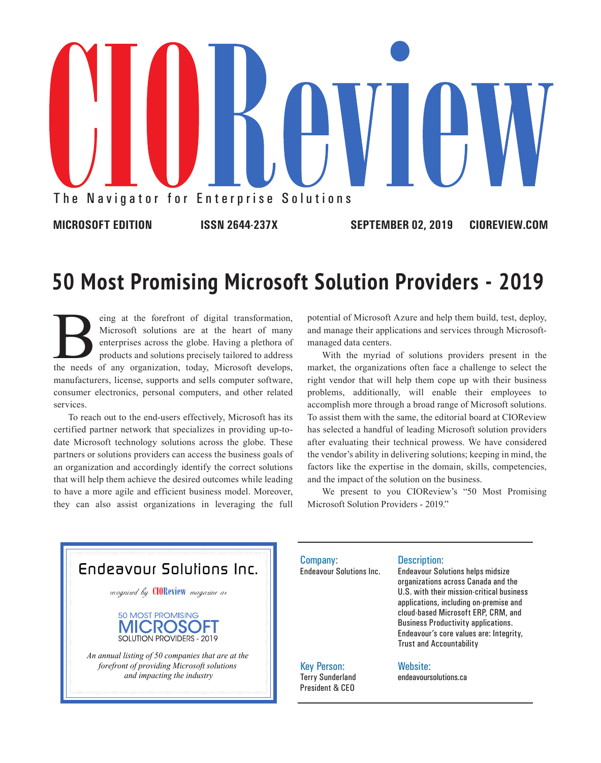# CIOReview

The Navigator for Enterprise Solutions

**MICROSOFT EDITION** **ISSN 2644-237X** **SEPTEMBER 02, 2019** **CIOREVIEW.COM**

## 50 Most Promising Microsoft Solution Providers - 2019

Being at the forefront of digital transformation, Microsoft solutions are at the heart of many enterprises across the globe. Having a plethora of products and solutions precisely tailored to address the needs of any organization, today, Microsoft develops, manufacturers, license, supports and sells computer software, consumer electronics, personal computers, and other related services.

To reach out to the end-users effectively, Microsoft has its certified partner network that specializes in providing up-to-date Microsoft technology solutions across the globe. These partners or solutions providers can access the business goals of an organization and accordingly identify the correct solutions that will help them achieve the desired outcomes while leading to have a more agile and efficient business model. Moreover, they can also assist organizations in leveraging the full potential of Microsoft Azure and help them build, test, deploy, and manage their applications and services through Microsoft-managed data centers.

With the myriad of solutions providers present in the market, the organizations often face a challenge to select the right vendor that will help them cope up with their business problems, additionally, will enable their employees to accomplish more through a broad range of Microsoft solutions. To assist them with the same, the editorial board at CIOReview has selected a handful of leading Microsoft solution providers after evaluating their technical prowess. We have considered the vendor's ability in delivering solutions; keeping in mind, the factors like the expertise in the domain, skills, competencies, and the impact of the solution on the business.

We present to you CIOReview's "50 Most Promising Microsoft Solution Providers - 2019."

---

**Endeavour Solutions Inc.**

*recognized by* **CIOReview** *magazine as*

50 MOST PROMISING **MICROSOFT** SOLUTION PROVIDERS - 2019

*An annual listing of 50 companies that are at the forefront of providing Microsoft solutions and impacting the industry*

---

**Company:**
Endeavour Solutions Inc.

**Description:**
Endeavour Solutions helps midsize organizations across Canada and the U.S. with their mission-critical business applications, including on-premise and cloud-based Microsoft ERP, CRM, and Business Productivity applications. Endeavour's core values are: Integrity, Trust and Accountability

**Key Person:**
Terry Sunderland
President & CEO

**Website:**
endeavoursolutions.ca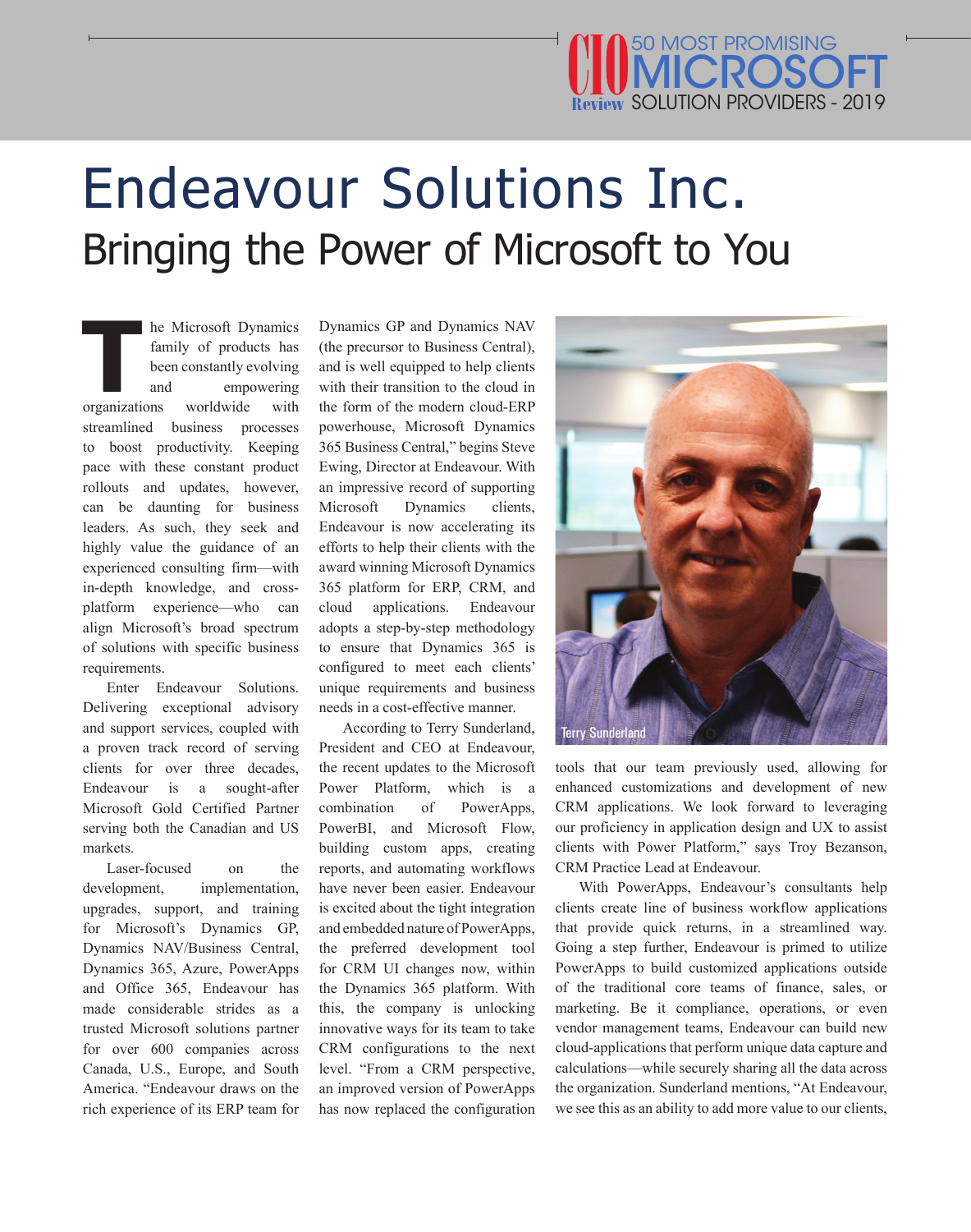# Endeavour Solutions Inc.

## Bringing the Power of Microsoft to You

The Microsoft Dynamics family of products has been constantly evolving and empowering organizations worldwide with streamlined business processes to boost productivity. Keeping pace with these constant product rollouts and updates, however, can be daunting for business leaders. As such, they seek and highly value the guidance of an experienced consulting firm—with in-depth knowledge, and cross-platform experience—who can align Microsoft's broad spectrum of solutions with specific business requirements.

Enter Endeavour Solutions. Delivering exceptional advisory and support services, coupled with a proven track record of serving clients for over three decades, Endeavour is a sought-after Microsoft Gold Certified Partner serving both the Canadian and US markets.

Laser-focused on the development, implementation, upgrades, support, and training for Microsoft's Dynamics GP, Dynamics NAV/Business Central, Dynamics 365, Azure, PowerApps and Office 365, Endeavour has made considerable strides as a trusted Microsoft solutions partner for over 600 companies across Canada, U.S., Europe, and South America. "Endeavour draws on the rich experience of its ERP team for Dynamics GP and Dynamics NAV (the precursor to Business Central), and is well equipped to help clients with their transition to the cloud in the form of the modern cloud-ERP powerhouse, Microsoft Dynamics 365 Business Central," begins Steve Ewing, Director at Endeavour. With an impressive record of supporting Microsoft Dynamics clients, Endeavour is now accelerating its efforts to help their clients with the award winning Microsoft Dynamics 365 platform for ERP, CRM, and cloud applications. Endeavour adopts a step-by-step methodology to ensure that Dynamics 365 is configured to meet each clients' unique requirements and business needs in a cost-effective manner.

According to Terry Sunderland, President and CEO at Endeavour, the recent updates to the Microsoft Power Platform, which is a combination of PowerApps, PowerBI, and Microsoft Flow, building custom apps, creating reports, and automating workflows have never been easier. Endeavour is excited about the tight integration and embedded nature of PowerApps, the preferred development tool for CRM UI changes now, within the Dynamics 365 platform. With this, the company is unlocking innovative ways for its team to take CRM configurations to the next level. "From a CRM perspective, an improved version of PowerApps has now replaced the configuration tools that our team previously used, allowing for enhanced customizations and development of new CRM applications. We look forward to leveraging our proficiency in application design and UX to assist clients with Power Platform," says Troy Bezanson, CRM Practice Lead at Endeavour.

Terry Sunderland

With PowerApps, Endeavour's consultants help clients create line of business workflow applications that provide quick returns, in a streamlined way. Going a step further, Endeavour is primed to utilize PowerApps to build customized applications outside of the traditional core teams of finance, sales, or marketing. Be it compliance, operations, or even vendor management teams, Endeavour can build new cloud-applications that perform unique data capture and calculations—while securely sharing all the data across the organization. Sunderland mentions, "At Endeavour, we see this as an ability to add more value to our clients,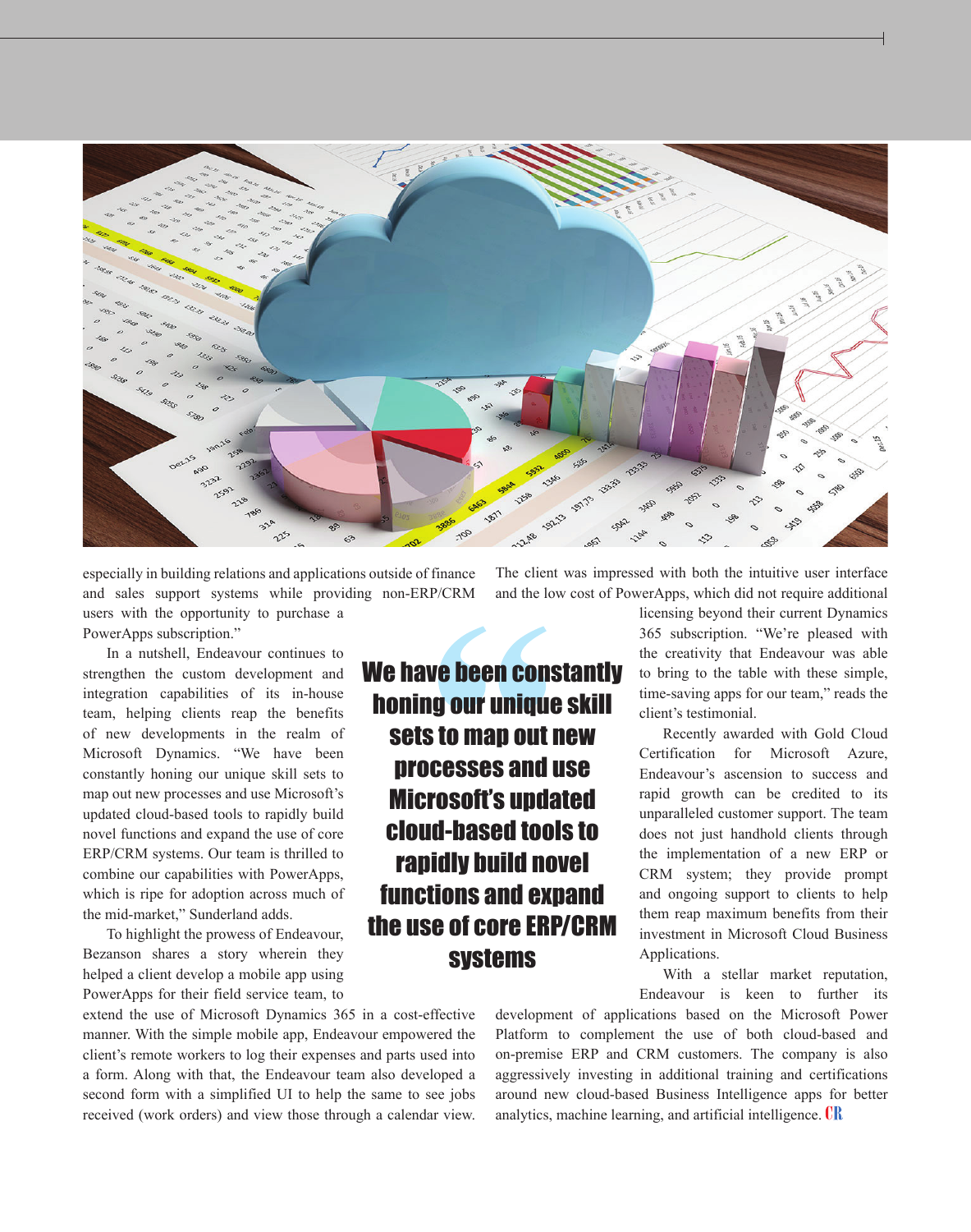especially in building relations and applications outside of finance and sales support systems while providing non-ERP/CRM users with the opportunity to purchase a PowerApps subscription."

In a nutshell, Endeavour continues to strengthen the custom development and integration capabilities of its in-house team, helping clients reap the benefits of new developments in the realm of Microsoft Dynamics. "We have been constantly honing our unique skill sets to map out new processes and use Microsoft's updated cloud-based tools to rapidly build novel functions and expand the use of core ERP/CRM systems. Our team is thrilled to combine our capabilities with PowerApps, which is ripe for adoption across much of the mid-market," Sunderland adds.

> **We have been constantly honing our unique skill sets to map out new processes and use Microsoft's updated cloud-based tools to rapidly build novel functions and expand the use of core ERP/CRM systems**

To highlight the prowess of Endeavour, Bezanson shares a story wherein they helped a client develop a mobile app using PowerApps for their field service team, to extend the use of Microsoft Dynamics 365 in a cost-effective manner. With the simple mobile app, Endeavour empowered the client's remote workers to log their expenses and parts used into a form. Along with that, the Endeavour team also developed a second form with a simplified UI to help the same to see jobs received (work orders) and view those through a calendar view. The client was impressed with both the intuitive user interface and the low cost of PowerApps, which did not require additional licensing beyond their current Dynamics 365 subscription. "We're pleased with the creativity that Endeavour was able to bring to the table with these simple, time-saving apps for our team," reads the client's testimonial.

Recently awarded with Gold Cloud Certification for Microsoft Azure, Endeavour's ascension to success and rapid growth can be credited to its unparalleled customer support. The team does not just handhold clients through the implementation of a new ERP or CRM system; they provide prompt and ongoing support to clients to help them reap maximum benefits from their investment in Microsoft Cloud Business Applications.

With a stellar market reputation, Endeavour is keen to further its development of applications based on the Microsoft Power Platform to complement the use of both cloud-based and on-premise ERP and CRM customers. The company is also aggressively investing in additional training and certifications around new cloud-based Business Intelligence apps for better analytics, machine learning, and artificial intelligence. CR